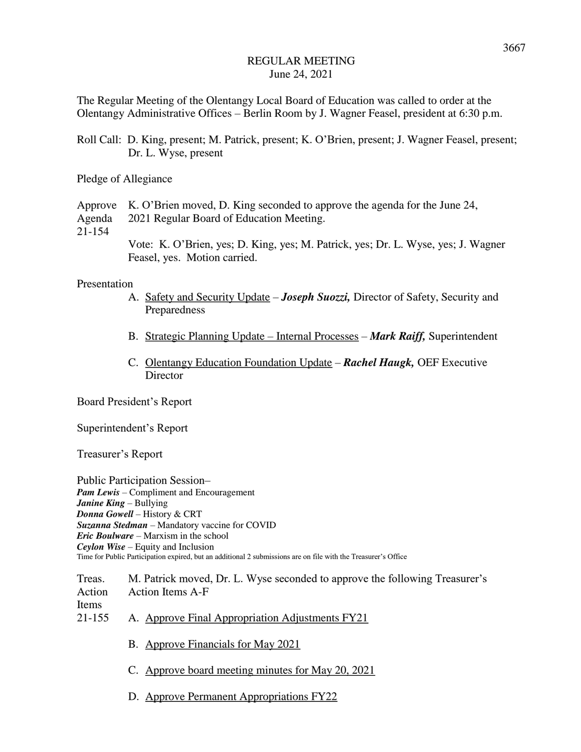# REGULAR MEETING
June 24, 2021

The Regular Meeting of the Olentangy Local Board of Education was called to order at the Olentangy Administrative Offices – Berlin Room by J. Wagner Feasel, president at 6:30 p.m.

Roll Call: D. King, present; M. Patrick, present; K. O'Brien, present; J. Wagner Feasel, present; Dr. L. Wyse, present

Pledge of Allegiance

**Approve Agenda 21-154**

K. O'Brien moved, D. King seconded to approve the agenda for the June 24, 2021 Regular Board of Education Meeting.

Vote: K. O'Brien, yes; D. King, yes; M. Patrick, yes; Dr. L. Wyse, yes; J. Wagner Feasel, yes. Motion carried.

Presentation

A. Safety and Security Update – ***Joseph Suozzi,*** Director of Safety, Security and Preparedness

B. Strategic Planning Update – Internal Processes – ***Mark Raiff,*** Superintendent

C. Olentangy Education Foundation Update – ***Rachel Haugk,*** OEF Executive Director

Board President's Report

Superintendent's Report

Treasurer's Report

Public Participation Session–

***Pam Lewis*** – Compliment and Encouragement
***Janine King*** – Bullying
***Donna Gowell*** – History & CRT
***Suzanna Stedman*** – Mandatory vaccine for COVID
***Eric Boulware*** – Marxism in the school
***Ceylon Wise*** – Equity and Inclusion
Time for Public Participation expired, but an additional 2 submissions are on file with the Treasurer's Office

**Treas. Action Items 21-155**

M. Patrick moved, Dr. L. Wyse seconded to approve the following Treasurer's Action Items A-F

A. Approve Final Appropriation Adjustments FY21

B. Approve Financials for May 2021

C. Approve board meeting minutes for May 20, 2021

D. Approve Permanent Appropriations FY22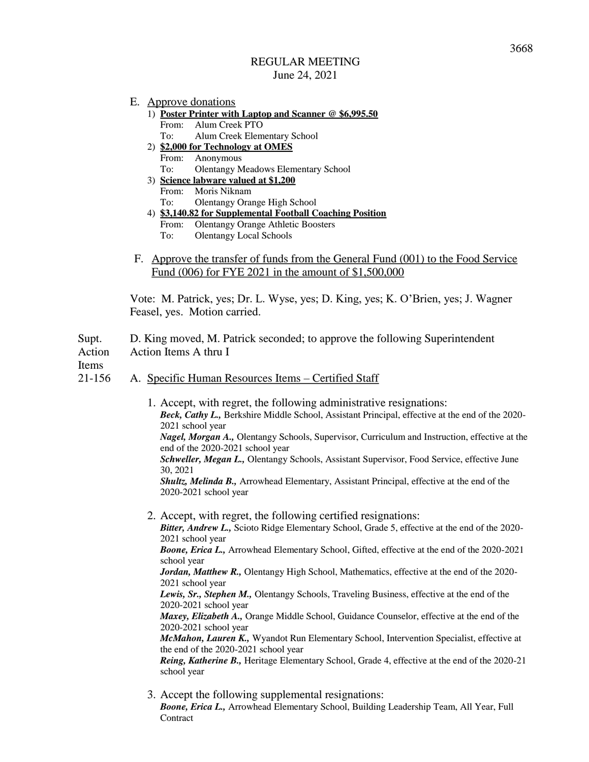REGULAR MEETING
June 24, 2021

E. Approve donations

1) **Poster Printer with Laptop and Scanner @ $6,995.50**
   From: Alum Creek PTO
   To: Alum Creek Elementary School
2) **$2,000 for Technology at OMES**
   From: Anonymous
   To: Olentangy Meadows Elementary School
3) **Science labware valued at $1,200**
   From: Moris Niknam
   To: Olentangy Orange High School
4) **$3,140.82 for Supplemental Football Coaching Position**
   From: Olentangy Orange Athletic Boosters
   To: Olentangy Local Schools

F. Approve the transfer of funds from the General Fund (001) to the Food Service Fund (006) for FYE 2021 in the amount of $1,500,000

Vote: M. Patrick, yes; Dr. L. Wyse, yes; D. King, yes; K. O'Brien, yes; J. Wagner Feasel, yes. Motion carried.

Supt. Action Items 21-156

D. King moved, M. Patrick seconded; to approve the following Superintendent Action Items A thru I

A. Specific Human Resources Items – Certified Staff

1. Accept, with regret, the following administrative resignations:
   ***Beck, Cathy L.,*** Berkshire Middle School, Assistant Principal, effective at the end of the 2020-2021 school year
   ***Nagel, Morgan A.,*** Olentangy Schools, Supervisor, Curriculum and Instruction, effective at the end of the 2020-2021 school year
   ***Schweller, Megan L.,*** Olentangy Schools, Assistant Supervisor, Food Service, effective June 30, 2021
   ***Shultz, Melinda B.,*** Arrowhead Elementary, Assistant Principal, effective at the end of the 2020-2021 school year

2. Accept, with regret, the following certified resignations:
   ***Bitter, Andrew L.,*** Scioto Ridge Elementary School, Grade 5, effective at the end of the 2020-2021 school year
   ***Boone, Erica L.,*** Arrowhead Elementary School, Gifted, effective at the end of the 2020-2021 school year
   ***Jordan, Matthew R.,*** Olentangy High School, Mathematics, effective at the end of the 2020-2021 school year
   ***Lewis, Sr., Stephen M.,*** Olentangy Schools, Traveling Business, effective at the end of the 2020-2021 school year
   ***Maxey, Elizabeth A.,*** Orange Middle School, Guidance Counselor, effective at the end of the 2020-2021 school year
   ***McMahon, Lauren K.,*** Wyandot Run Elementary School, Intervention Specialist, effective at the end of the 2020-2021 school year
   ***Reing, Katherine B.,*** Heritage Elementary School, Grade 4, effective at the end of the 2020-21 school year

3. Accept the following supplemental resignations:
   ***Boone, Erica L.,*** Arrowhead Elementary School, Building Leadership Team, All Year, Full Contract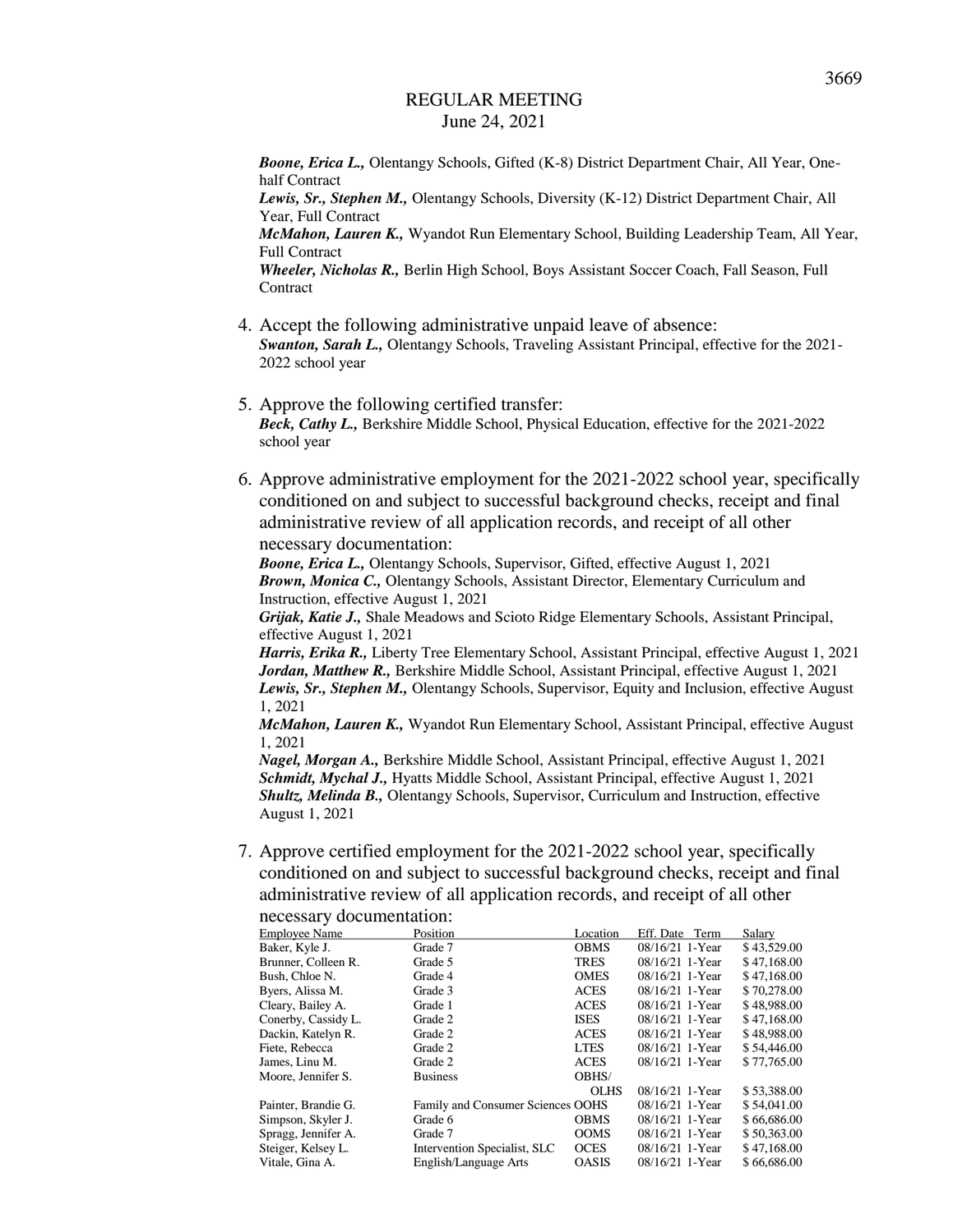REGULAR MEETING
June 24, 2021

***Boone, Erica L.,*** Olentangy Schools, Gifted (K-8) District Department Chair, All Year, One-half Contract
***Lewis, Sr., Stephen M.,*** Olentangy Schools, Diversity (K-12) District Department Chair, All Year, Full Contract
***McMahon, Lauren K.,*** Wyandot Run Elementary School, Building Leadership Team, All Year, Full Contract
***Wheeler, Nicholas R.,*** Berlin High School, Boys Assistant Soccer Coach, Fall Season, Full Contract

4. Accept the following administrative unpaid leave of absence:
   ***Swanton, Sarah L.,*** Olentangy Schools, Traveling Assistant Principal, effective for the 2021-2022 school year

5. Approve the following certified transfer:
   ***Beck, Cathy L.,*** Berkshire Middle School, Physical Education, effective for the 2021-2022 school year

6. Approve administrative employment for the 2021-2022 school year, specifically conditioned on and subject to successful background checks, receipt and final administrative review of all application records, and receipt of all other necessary documentation:
   ***Boone, Erica L.,*** Olentangy Schools, Supervisor, Gifted, effective August 1, 2021
   ***Brown, Monica C.,*** Olentangy Schools, Assistant Director, Elementary Curriculum and Instruction, effective August 1, 2021
   ***Grijak, Katie J.,*** Shale Meadows and Scioto Ridge Elementary Schools, Assistant Principal, effective August 1, 2021
   ***Harris, Erika R.,*** Liberty Tree Elementary School, Assistant Principal, effective August 1, 2021
   ***Jordan, Matthew R.,*** Berkshire Middle School, Assistant Principal, effective August 1, 2021
   ***Lewis, Sr., Stephen M.,*** Olentangy Schools, Supervisor, Equity and Inclusion, effective August 1, 2021
   ***McMahon, Lauren K.,*** Wyandot Run Elementary School, Assistant Principal, effective August 1, 2021
   ***Nagel, Morgan A.,*** Berkshire Middle School, Assistant Principal, effective August 1, 2021
   ***Schmidt, Mychal J.,*** Hyatts Middle School, Assistant Principal, effective August 1, 2021
   ***Shultz, Melinda B.,*** Olentangy Schools, Supervisor, Curriculum and Instruction, effective August 1, 2021

7. Approve certified employment for the 2021-2022 school year, specifically conditioned on and subject to successful background checks, receipt and final administrative review of all application records, and receipt of all other necessary documentation:

| Employee Name | Position | Location | Eff. Date | Term | Salary |
|---|---|---|---|---|---|
| Baker, Kyle J. | Grade 7 | OBMS | 08/16/21 | 1-Year | $ 43,529.00 |
| Brunner, Colleen R. | Grade 5 | TRES | 08/16/21 | 1-Year | $ 47,168.00 |
| Bush, Chloe N. | Grade 4 | OMES | 08/16/21 | 1-Year | $ 47,168.00 |
| Byers, Alissa M. | Grade 3 | ACES | 08/16/21 | 1-Year | $ 70,278.00 |
| Cleary, Bailey A. | Grade 1 | ACES | 08/16/21 | 1-Year | $ 48,988.00 |
| Conerby, Cassidy L. | Grade 2 | ISES | 08/16/21 | 1-Year | $ 47,168.00 |
| Dackin, Katelyn R. | Grade 2 | ACES | 08/16/21 | 1-Year | $ 48,988.00 |
| Fiete, Rebecca | Grade 2 | LTES | 08/16/21 | 1-Year | $ 54,446.00 |
| James, Linu M. | Grade 2 | ACES | 08/16/21 | 1-Year | $ 77,765.00 |
| Moore, Jennifer S. | Business | OBHS/ OLHS | 08/16/21 | 1-Year | $ 53,388.00 |
| Painter, Brandie G. | Family and Consumer Sciences | OOHS | 08/16/21 | 1-Year | $ 54,041.00 |
| Simpson, Skyler J. | Grade 6 | OBMS | 08/16/21 | 1-Year | $ 66,686.00 |
| Spragg, Jennifer A. | Grade 7 | OOMS | 08/16/21 | 1-Year | $ 50,363.00 |
| Steiger, Kelsey L. | Intervention Specialist, SLC | OCES | 08/16/21 | 1-Year | $ 47,168.00 |
| Vitale, Gina A. | English/Language Arts | OASIS | 08/16/21 | 1-Year | $ 66,686.00 |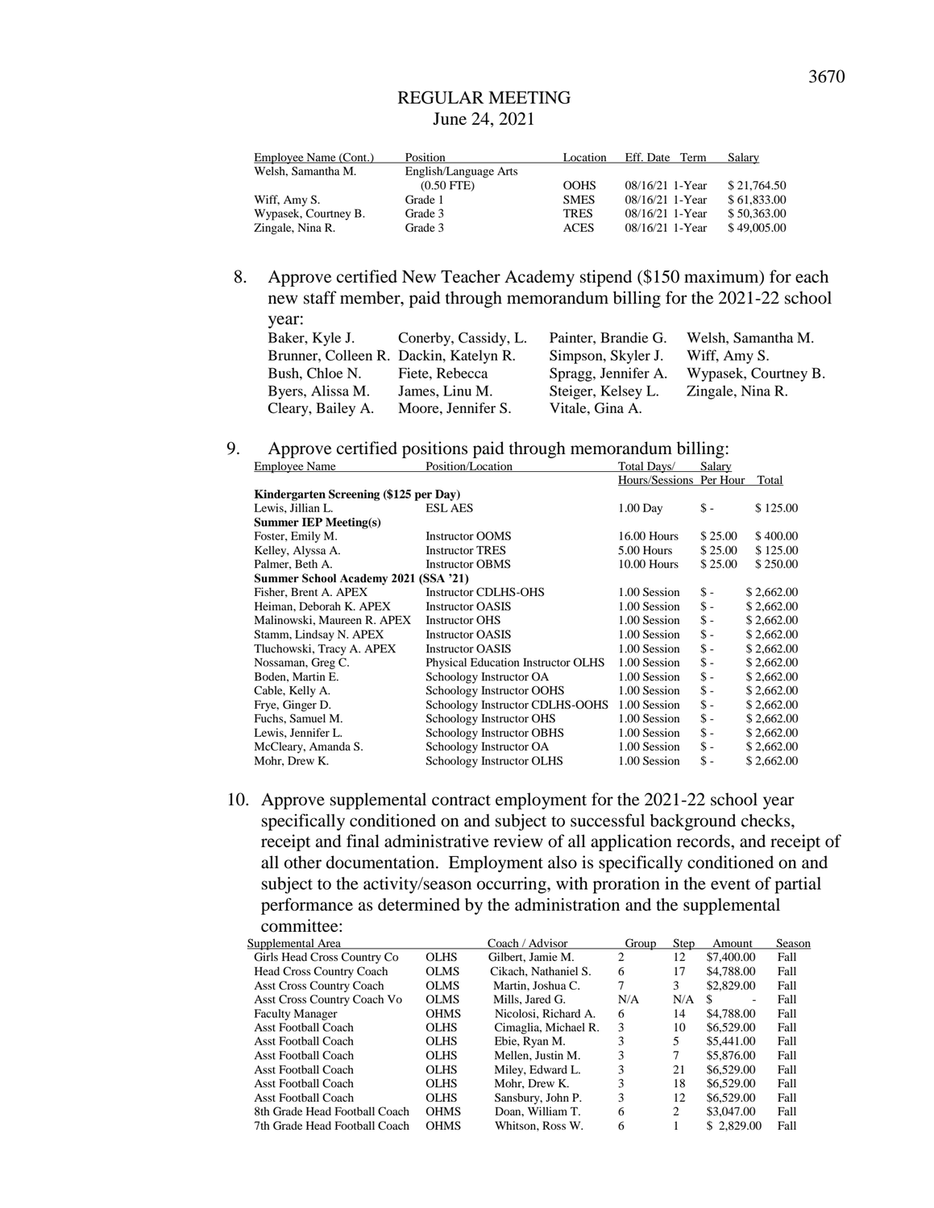REGULAR MEETING
June 24, 2021

| Employee Name (Cont.) | Position | Location | Eff. Date | Term | Salary |
|---|---|---|---|---|---|
| Welsh, Samantha M. | English/Language Arts (0.50 FTE) | OOHS | 08/16/21 | 1-Year | $ 21,764.50 |
| Wiff, Amy S. | Grade 1 | SMES | 08/16/21 | 1-Year | $ 61,833.00 |
| Wypasek, Courtney B. | Grade 3 | TRES | 08/16/21 | 1-Year | $ 50,363.00 |
| Zingale, Nina R. | Grade 3 | ACES | 08/16/21 | 1-Year | $ 49,005.00 |

8. Approve certified New Teacher Academy stipend ($150 maximum) for each new staff member, paid through memorandum billing for the 2021-22 school year:

| | | | |
|---|---|---|---|
| Baker, Kyle J. | Conerby, Cassidy, L. | Painter, Brandie G. | Welsh, Samantha M. |
| Brunner, Colleen R. | Dackin, Katelyn R. | Simpson, Skyler J. | Wiff, Amy S. |
| Bush, Chloe N. | Fiete, Rebecca | Spragg, Jennifer A. | Wypasek, Courtney B. |
| Byers, Alissa M. | James, Linu M. | Steiger, Kelsey L. | Zingale, Nina R. |
| Cleary, Bailey A. | Moore, Jennifer S. | Vitale, Gina A. | |

9. Approve certified positions paid through memorandum billing:

| Employee Name | Position/Location | Total Days/ Hours/Sessions | Salary Per Hour | Total |
|---|---|---|---|---|
| **Kindergarten Screening ($125 per Day)** | | | | |
| Lewis, Jillian L. | ESL AES | 1.00 Day | $ - | $ 125.00 |
| **Summer IEP Meeting(s)** | | | | |
| Foster, Emily M. | Instructor OOMS | 16.00 Hours | $ 25.00 | $ 400.00 |
| Kelley, Alyssa A. | Instructor TRES | 5.00 Hours | $ 25.00 | $ 125.00 |
| Palmer, Beth A. | Instructor OBMS | 10.00 Hours | $ 25.00 | $ 250.00 |
| **Summer School Academy 2021 (SSA '21)** | | | | |
| Fisher, Brent A. APEX | Instructor CDLHS-OHS | 1.00 Session | $ - | $ 2,662.00 |
| Heiman, Deborah K. APEX | Instructor OASIS | 1.00 Session | $ - | $ 2,662.00 |
| Malinowski, Maureen R. APEX | Instructor OHS | 1.00 Session | $ - | $ 2,662.00 |
| Stamm, Lindsay N. APEX | Instructor OASIS | 1.00 Session | $ - | $ 2,662.00 |
| Tluchowski, Tracy A. APEX | Instructor OASIS | 1.00 Session | $ - | $ 2,662.00 |
| Nossaman, Greg C. | Physical Education Instructor OLHS | 1.00 Session | $ - | $ 2,662.00 |
| Boden, Martin E. | Schoology Instructor OA | 1.00 Session | $ - | $ 2,662.00 |
| Cable, Kelly A. | Schoology Instructor OOHS | 1.00 Session | $ - | $ 2,662.00 |
| Frye, Ginger D. | Schoology Instructor CDLHS-OOHS | 1.00 Session | $ - | $ 2,662.00 |
| Fuchs, Samuel M. | Schoology Instructor OHS | 1.00 Session | $ - | $ 2,662.00 |
| Lewis, Jennifer L. | Schoology Instructor OBHS | 1.00 Session | $ - | $ 2,662.00 |
| McCleary, Amanda S. | Schoology Instructor OA | 1.00 Session | $ - | $ 2,662.00 |
| Mohr, Drew K. | Schoology Instructor OLHS | 1.00 Session | $ - | $ 2,662.00 |

10. Approve supplemental contract employment for the 2021-22 school year specifically conditioned on and subject to successful background checks, receipt and final administrative review of all application records, and receipt of all other documentation. Employment also is specifically conditioned on and subject to the activity/season occurring, with proration in the event of partial performance as determined by the administration and the supplemental committee:

| Supplemental Area | | Coach / Advisor | Group | Step | Amount | Season |
|---|---|---|---|---|---|---|
| Girls Head Cross Country Co | OLHS | Gilbert, Jamie M. | 2 | 12 | $7,400.00 | Fall |
| Head Cross Country Coach | OLMS | Cikach, Nathaniel S. | 6 | 17 | $4,788.00 | Fall |
| Asst Cross Country Coach | OLMS | Martin, Joshua C. | 7 | 3 | $2,829.00 | Fall |
| Asst Cross Country Coach Vo | OLMS | Mills, Jared G. | N/A | N/A | $ - | Fall |
| Faculty Manager | OHMS | Nicolosi, Richard A. | 6 | 14 | $4,788.00 | Fall |
| Asst Football Coach | OLHS | Cimaglia, Michael R. | 3 | 10 | $6,529.00 | Fall |
| Asst Football Coach | OLHS | Ebie, Ryan M. | 3 | 5 | $5,441.00 | Fall |
| Asst Football Coach | OLHS | Mellen, Justin M. | 3 | 7 | $5,876.00 | Fall |
| Asst Football Coach | OLHS | Miley, Edward L. | 3 | 21 | $6,529.00 | Fall |
| Asst Football Coach | OLHS | Mohr, Drew K. | 3 | 18 | $6,529.00 | Fall |
| Asst Football Coach | OLHS | Sansbury, John P. | 3 | 12 | $6,529.00 | Fall |
| 8th Grade Head Football Coach | OHMS | Doan, William T. | 6 | 2 | $3,047.00 | Fall |
| 7th Grade Head Football Coach | OHMS | Whitson, Ross W. | 6 | 1 | $ 2,829.00 | Fall |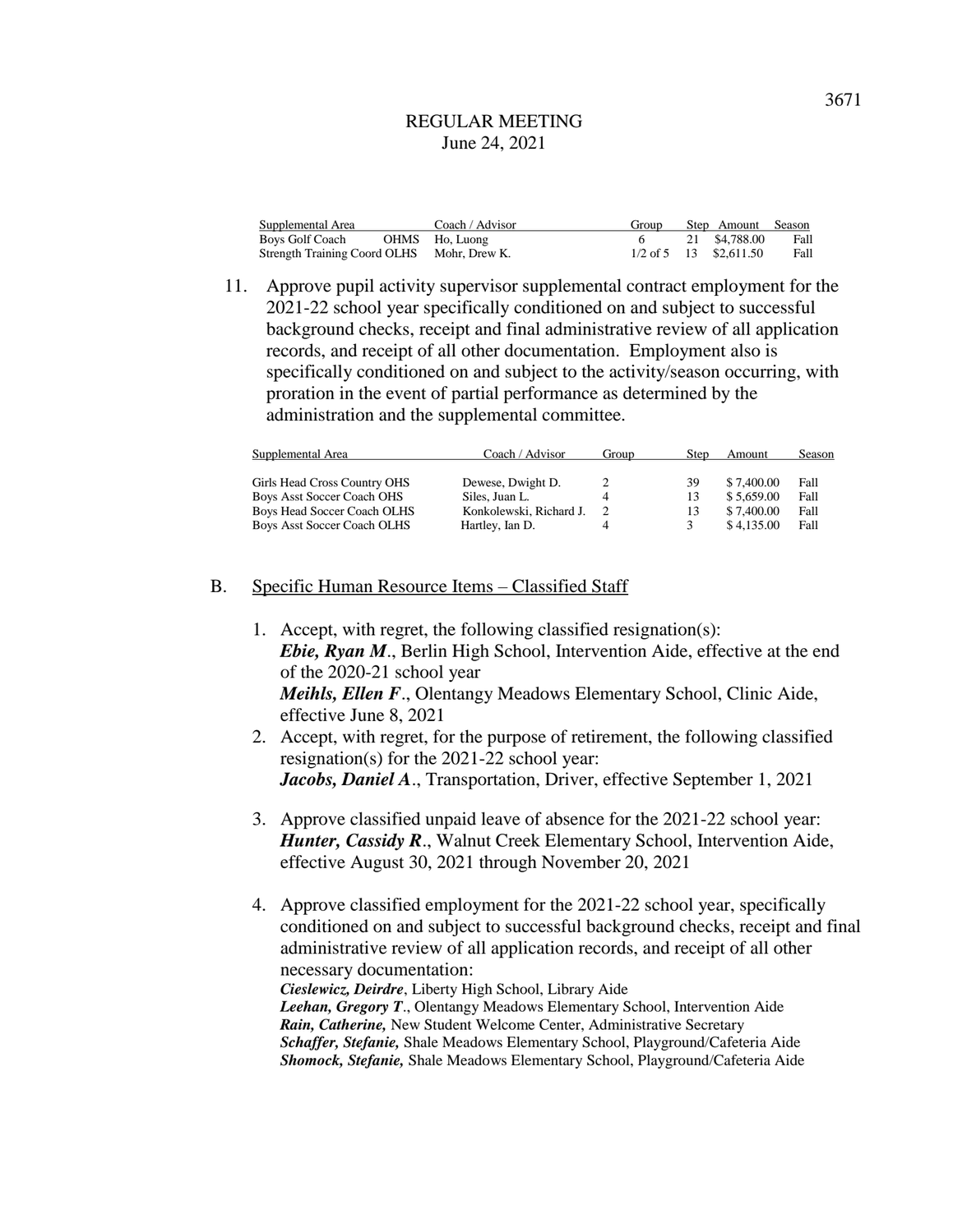REGULAR MEETING
June 24, 2021

| Supplemental Area | Coach / Advisor | Group | Step | Amount | Season |
|---|---|---|---|---|---|
| Boys Golf Coach OHMS | Ho, Luong | 6 | 21 | $4,788.00 | Fall |
| Strength Training Coord OLHS | Mohr, Drew K. | 1/2 of 5 | 13 | $2,611.50 | Fall |

11. Approve pupil activity supervisor supplemental contract employment for the 2021-22 school year specifically conditioned on and subject to successful background checks, receipt and final administrative review of all application records, and receipt of all other documentation. Employment also is specifically conditioned on and subject to the activity/season occurring, with proration in the event of partial performance as determined by the administration and the supplemental committee.

| Supplemental Area | Coach / Advisor | Group | Step | Amount | Season |
|---|---|---|---|---|---|
| Girls Head Cross Country OHS | Dewese, Dwight D. | 2 | 39 | $ 7,400.00 | Fall |
| Boys Asst Soccer Coach OHS | Siles, Juan L. | 4 | 13 | $ 5,659.00 | Fall |
| Boys Head Soccer Coach OLHS | Konkolewski, Richard J. | 2 | 13 | $ 7,400.00 | Fall |
| Boys Asst Soccer Coach OLHS | Hartley, Ian D. | 4 | 3 | $ 4,135.00 | Fall |

B. Specific Human Resource Items – Classified Staff

1. Accept, with regret, the following classified resignation(s):
   ***Ebie, Ryan M***., Berlin High School, Intervention Aide, effective at the end of the 2020-21 school year
   ***Meihls, Ellen F***., Olentangy Meadows Elementary School, Clinic Aide, effective June 8, 2021
2. Accept, with regret, for the purpose of retirement, the following classified resignation(s) for the 2021-22 school year:
   ***Jacobs, Daniel A***., Transportation, Driver, effective September 1, 2021

3. Approve classified unpaid leave of absence for the 2021-22 school year:
   ***Hunter, Cassidy R***., Walnut Creek Elementary School, Intervention Aide, effective August 30, 2021 through November 20, 2021

4. Approve classified employment for the 2021-22 school year, specifically conditioned on and subject to successful background checks, receipt and final administrative review of all application records, and receipt of all other necessary documentation:
   ***Cieslewicz, Deirdre***, Liberty High School, Library Aide
   ***Leehan, Gregory T***., Olentangy Meadows Elementary School, Intervention Aide
   ***Rain, Catherine,*** New Student Welcome Center, Administrative Secretary
   ***Schaffer, Stefanie,*** Shale Meadows Elementary School, Playground/Cafeteria Aide
   ***Shomock, Stefanie,*** Shale Meadows Elementary School, Playground/Cafeteria Aide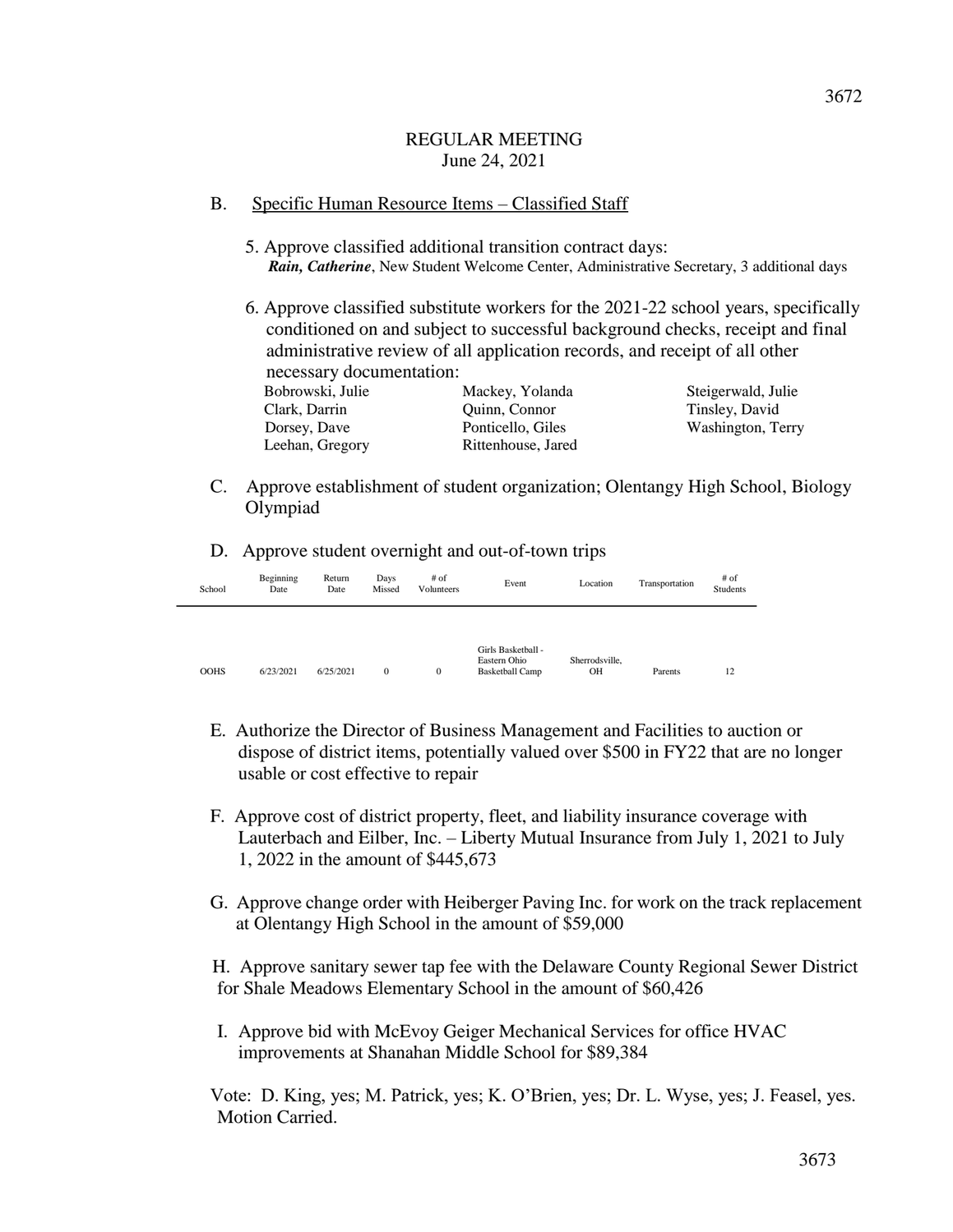REGULAR MEETING
June 24, 2021

B. Specific Human Resource Items – Classified Staff

5. Approve classified additional transition contract days:
***Rain, Catherine***, New Student Welcome Center, Administrative Secretary, 3 additional days

6. Approve classified substitute workers for the 2021-22 school years, specifically conditioned on and subject to successful background checks, receipt and final administrative review of all application records, and receipt of all other necessary documentation:

Bobrowski, Julie
Clark, Darrin
Dorsey, Dave
Leehan, Gregory
Mackey, Yolanda
Quinn, Connor
Ponticello, Giles
Rittenhouse, Jared
Steigerwald, Julie
Tinsley, David
Washington, Terry

C. Approve establishment of student organization; Olentangy High School, Biology Olympiad

D. Approve student overnight and out-of-town trips

| School | Beginning Date | Return Date | Days Missed | # of Volunteers | Event | Location | Transportation | # of Students |
|---|---|---|---|---|---|---|---|---|
| OOHS | 6/23/2021 | 6/25/2021 | 0 | 0 | Girls Basketball - Eastern Ohio Basketball Camp | Sherrodsville, OH | Parents | 12 |

E. Authorize the Director of Business Management and Facilities to auction or dispose of district items, potentially valued over $500 in FY22 that are no longer usable or cost effective to repair

F. Approve cost of district property, fleet, and liability insurance coverage with Lauterbach and Eilber, Inc. – Liberty Mutual Insurance from July 1, 2021 to July 1, 2022 in the amount of $445,673

G. Approve change order with Heiberger Paving Inc. for work on the track replacement at Olentangy High School in the amount of $59,000

H. Approve sanitary sewer tap fee with the Delaware County Regional Sewer District for Shale Meadows Elementary School in the amount of $60,426

I. Approve bid with McEvoy Geiger Mechanical Services for office HVAC improvements at Shanahan Middle School for $89,384

Vote: D. King, yes; M. Patrick, yes; K. O'Brien, yes; Dr. L. Wyse, yes; J. Feasel, yes. Motion Carried.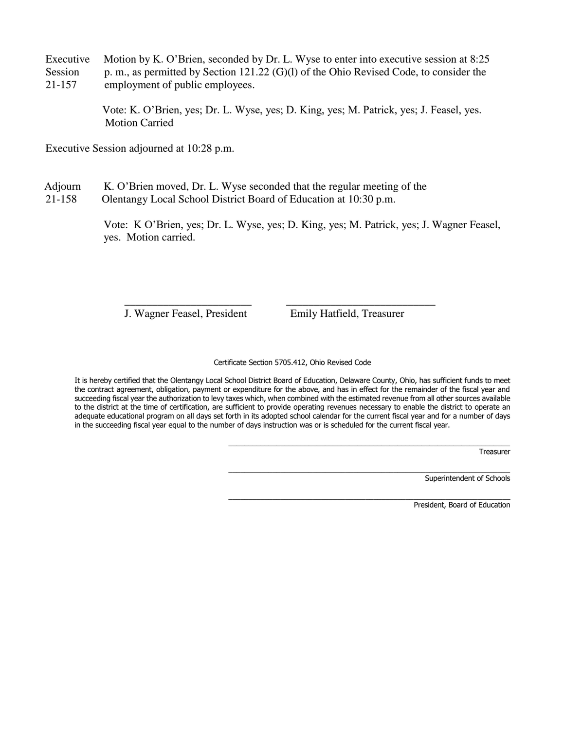Executive Session 21-157 — Motion by K. O'Brien, seconded by Dr. L. Wyse to enter into executive session at 8:25 p. m., as permitted by Section 121.22 (G)(l) of the Ohio Revised Code, to consider the employment of public employees.

Vote: K. O'Brien, yes; Dr. L. Wyse, yes; D. King, yes; M. Patrick, yes; J. Feasel, yes. Motion Carried

Executive Session adjourned at 10:28 p.m.

Adjourn 21-158 — K. O'Brien moved, Dr. L. Wyse seconded that the regular meeting of the Olentangy Local School District Board of Education at 10:30 p.m.

Vote: K O'Brien, yes; Dr. L. Wyse, yes; D. King, yes; M. Patrick, yes; J. Wagner Feasel, yes. Motion carried.

\_\_\_\_\_\_\_\_\_\_\_\_\_\_\_\_\_\_\_\_\_\_\_\_
J. Wagner Feasel, President

\_\_\_\_\_\_\_\_\_\_\_\_\_\_\_\_\_\_\_\_\_\_\_\_
Emily Hatfield, Treasurer

Certificate Section 5705.412, Ohio Revised Code

It is hereby certified that the Olentangy Local School District Board of Education, Delaware County, Ohio, has sufficient funds to meet the contract agreement, obligation, payment or expenditure for the above, and has in effect for the remainder of the fiscal year and succeeding fiscal year the authorization to levy taxes which, when combined with the estimated revenue from all other sources available to the district at the time of certification, are sufficient to provide operating revenues necessary to enable the district to operate an adequate educational program on all days set forth in its adopted school calendar for the current fiscal year and for a number of days in the succeeding fiscal year equal to the number of days instruction was or is scheduled for the current fiscal year.

\_\_\_\_\_\_\_\_\_\_\_\_\_\_\_\_\_\_\_\_\_\_\_\_
Treasurer

\_\_\_\_\_\_\_\_\_\_\_\_\_\_\_\_\_\_\_\_\_\_\_\_
Superintendent of Schools

\_\_\_\_\_\_\_\_\_\_\_\_\_\_\_\_\_\_\_\_\_\_\_\_
President, Board of Education